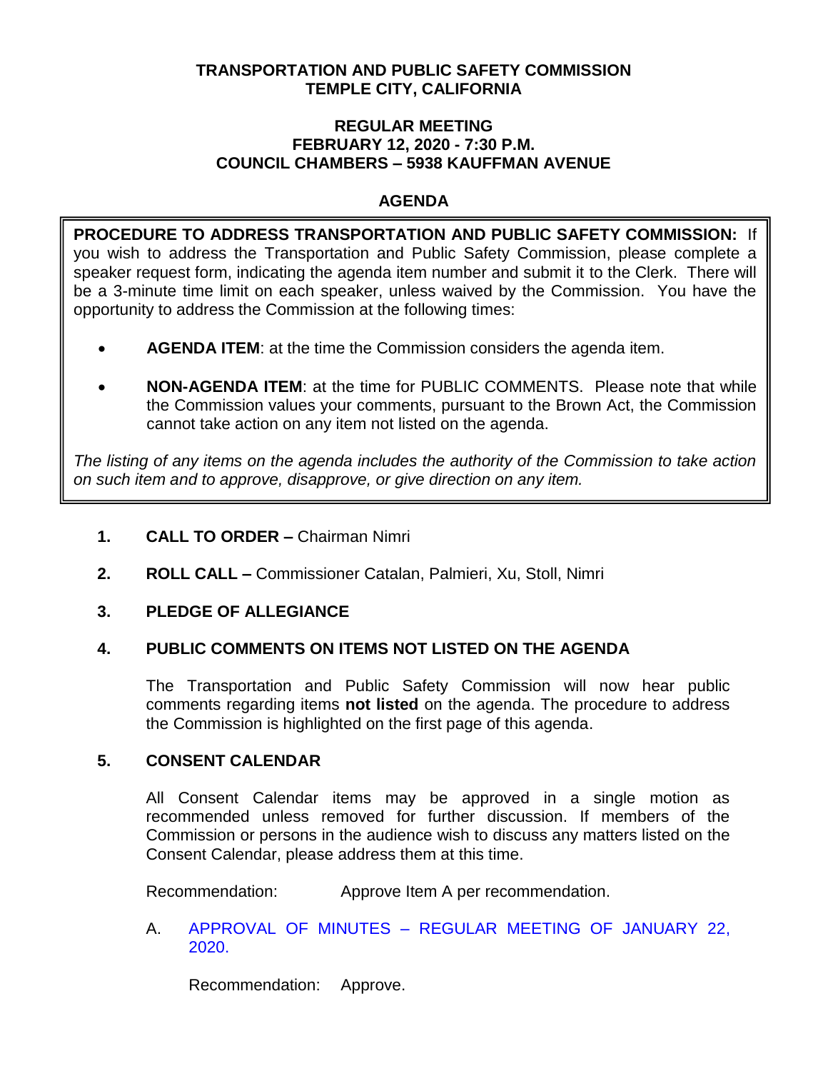# TRANSPORTATION AND PUBLIC SAFETY COMMISSION
# TEMPLE CITY, CALIFORNIA

## REGULAR MEETING
## FEBRUARY 12, 2020 - 7:30 P.M.
## COUNCIL CHAMBERS – 5938 KAUFFMAN AVENUE

## AGENDA

**PROCEDURE TO ADDRESS TRANSPORTATION AND PUBLIC SAFETY COMMISSION:** If you wish to address the Transportation and Public Safety Commission, please complete a speaker request form, indicating the agenda item number and submit it to the Clerk. There will be a 3-minute time limit on each speaker, unless waived by the Commission. You have the opportunity to address the Commission at the following times:

- **AGENDA ITEM**: at the time the Commission considers the agenda item.
- **NON-AGENDA ITEM**: at the time for PUBLIC COMMENTS. Please note that while the Commission values your comments, pursuant to the Brown Act, the Commission cannot take action on any item not listed on the agenda.

*The listing of any items on the agenda includes the authority of the Commission to take action on such item and to approve, disapprove, or give direction on any item.*

**1. CALL TO ORDER –** Chairman Nimri

**2. ROLL CALL –** Commissioner Catalan, Palmieri, Xu, Stoll, Nimri

**3. PLEDGE OF ALLEGIANCE**

**4. PUBLIC COMMENTS ON ITEMS NOT LISTED ON THE AGENDA**

The Transportation and Public Safety Commission will now hear public comments regarding items **not listed** on the agenda. The procedure to address the Commission is highlighted on the first page of this agenda.

**5. CONSENT CALENDAR**

All Consent Calendar items may be approved in a single motion as recommended unless removed for further discussion. If members of the Commission or persons in the audience wish to discuss any matters listed on the Consent Calendar, please address them at this time.

Recommendation: Approve Item A per recommendation.

A. APPROVAL OF MINUTES – REGULAR MEETING OF JANUARY 22, 2020.

Recommendation: Approve.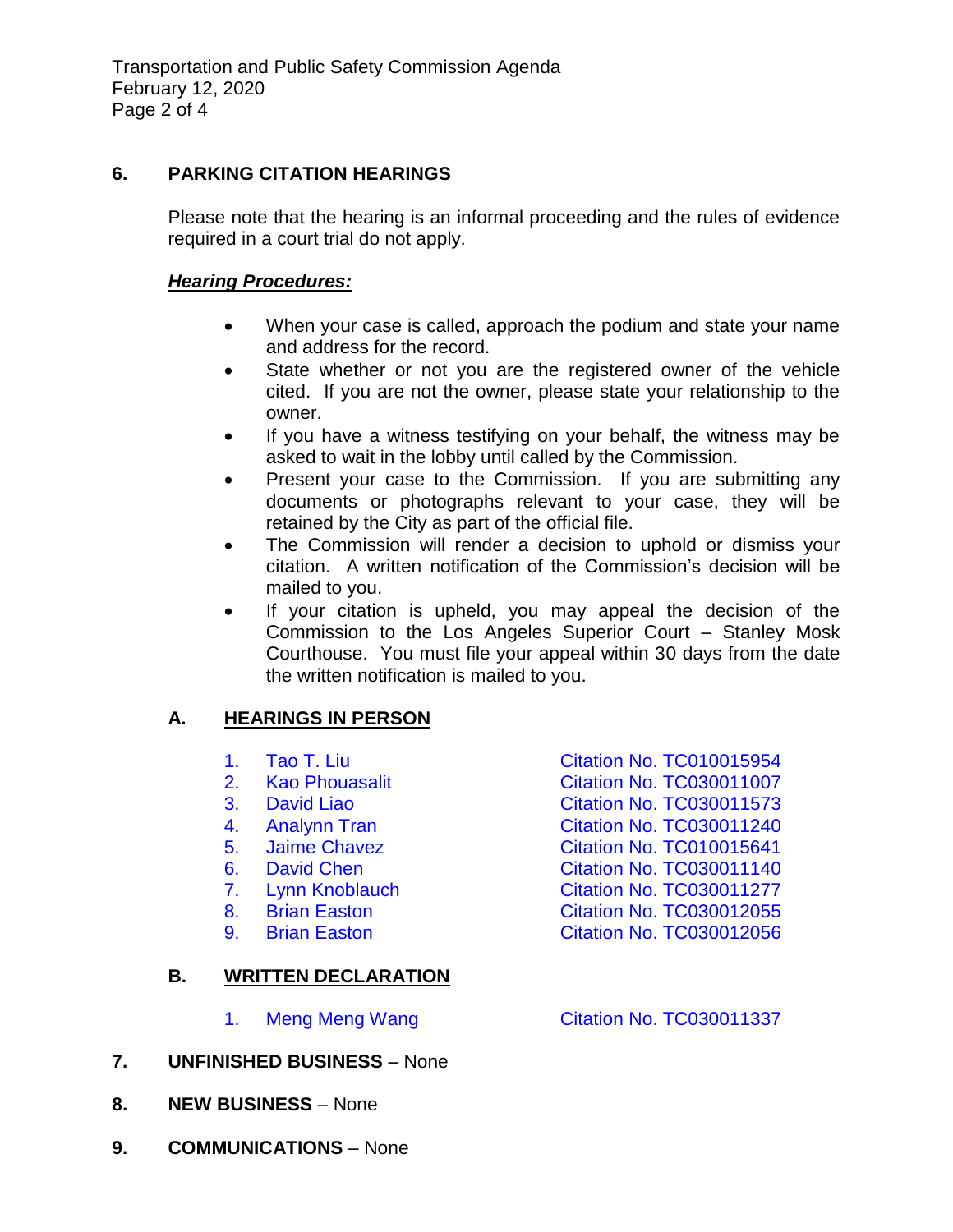## 6. PARKING CITATION HEARINGS

Please note that the hearing is an informal proceeding and the rules of evidence required in a court trial do not apply.

***Hearing Procedures:***

- When your case is called, approach the podium and state your name and address for the record.
- State whether or not you are the registered owner of the vehicle cited. If you are not the owner, please state your relationship to the owner.
- If you have a witness testifying on your behalf, the witness may be asked to wait in the lobby until called by the Commission.
- Present your case to the Commission. If you are submitting any documents or photographs relevant to your case, they will be retained by the City as part of the official file.
- The Commission will render a decision to uphold or dismiss your citation. A written notification of the Commission's decision will be mailed to you.
- If your citation is upheld, you may appeal the decision of the Commission to the Los Angeles Superior Court – Stanley Mosk Courthouse. You must file your appeal within 30 days from the date the written notification is mailed to you.

### A. HEARINGS IN PERSON

1. Tao T. Liu — Citation No. TC010015954
2. Kao Phouasalit — Citation No. TC030011007
3. David Liao — Citation No. TC030011573
4. Analynn Tran — Citation No. TC030011240
5. Jaime Chavez — Citation No. TC010015641
6. David Chen — Citation No. TC030011140
7. Lynn Knoblauch — Citation No. TC030011277
8. Brian Easton — Citation No. TC030012055
9. Brian Easton — Citation No. TC030012056

### B. WRITTEN DECLARATION

1. Meng Meng Wang — Citation No. TC030011337

## 7. UNFINISHED BUSINESS – None

## 8. NEW BUSINESS – None

## 9. COMMUNICATIONS – None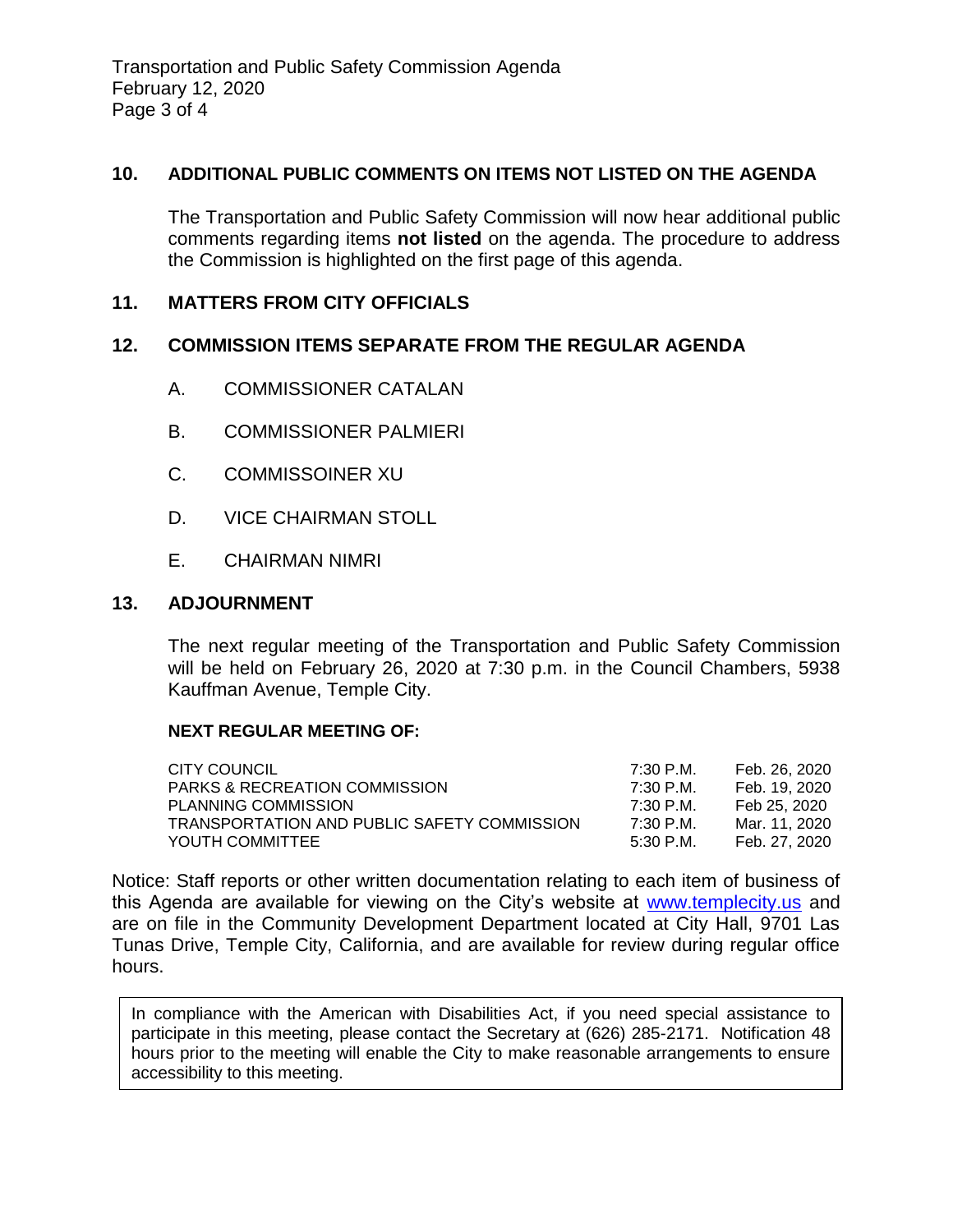## 10. ADDITIONAL PUBLIC COMMENTS ON ITEMS NOT LISTED ON THE AGENDA

The Transportation and Public Safety Commission will now hear additional public comments regarding items **not listed** on the agenda. The procedure to address the Commission is highlighted on the first page of this agenda.

## 11. MATTERS FROM CITY OFFICIALS

## 12. COMMISSION ITEMS SEPARATE FROM THE REGULAR AGENDA

A. COMMISSIONER CATALAN

B. COMMISSIONER PALMIERI

C. COMMISSOINER XU

D. VICE CHAIRMAN STOLL

E. CHAIRMAN NIMRI

## 13. ADJOURNMENT

The next regular meeting of the Transportation and Public Safety Commission will be held on February 26, 2020 at 7:30 p.m. in the Council Chambers, 5938 Kauffman Avenue, Temple City.

**NEXT REGULAR MEETING OF:**

| | | |
|---|---|---|
| CITY COUNCIL | 7:30 P.M. | Feb. 26, 2020 |
| PARKS & RECREATION COMMISSION | 7:30 P.M. | Feb. 19, 2020 |
| PLANNING COMMISSION | 7:30 P.M. | Feb 25, 2020 |
| TRANSPORTATION AND PUBLIC SAFETY COMMISSION | 7:30 P.M. | Mar. 11, 2020 |
| YOUTH COMMITTEE | 5:30 P.M. | Feb. 27, 2020 |

Notice: Staff reports or other written documentation relating to each item of business of this Agenda are available for viewing on the City's website at www.templecity.us and are on file in the Community Development Department located at City Hall, 9701 Las Tunas Drive, Temple City, California, and are available for review during regular office hours.

In compliance with the American with Disabilities Act, if you need special assistance to participate in this meeting, please contact the Secretary at (626) 285-2171. Notification 48 hours prior to the meeting will enable the City to make reasonable arrangements to ensure accessibility to this meeting.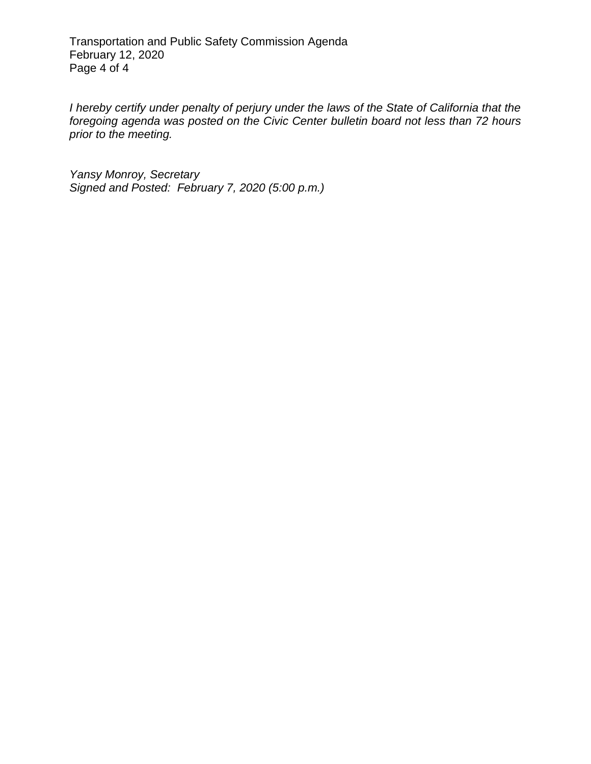*I hereby certify under penalty of perjury under the laws of the State of California that the foregoing agenda was posted on the Civic Center bulletin board not less than 72 hours prior to the meeting.*

*Yansy Monroy, Secretary*
*Signed and Posted: February 7, 2020 (5:00 p.m.)*